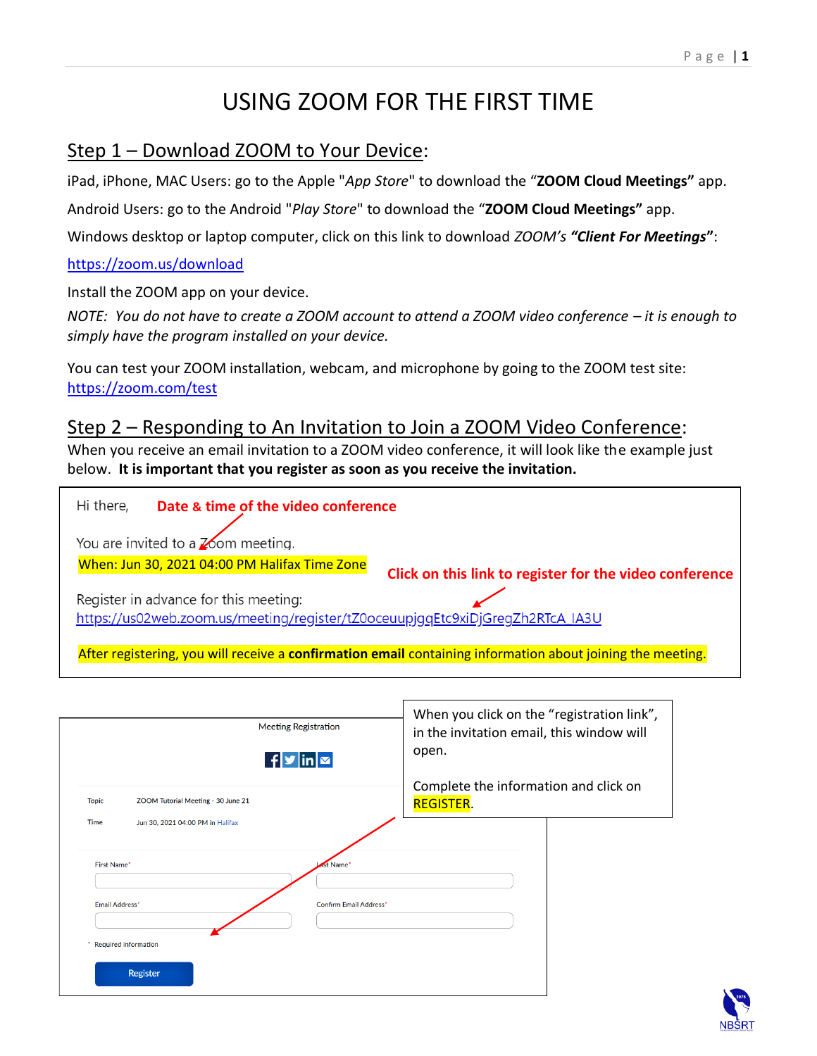# USING ZOOM FOR THE FIRST TIME

## Step 1 – Download ZOOM to Your Device:

iPad, iPhone, MAC Users: go to the Apple "*App Store*" to download the "**ZOOM Cloud Meetings"** app.

Android Users: go to the Android "*Play Store*" to download the "**ZOOM Cloud Meetings"** app.

Windows desktop or laptop computer, click on this link to download *ZOOM's* ***"Client For Meetings"***:

https://zoom.us/download

Install the ZOOM app on your device.

*NOTE: You do not have to create a ZOOM account to attend a ZOOM video conference – it is enough to simply have the program installed on your device.*

You can test your ZOOM installation, webcam, and microphone by going to the ZOOM test site: https://zoom.com/test

## Step 2 – Responding to An Invitation to Join a ZOOM Video Conference:

When you receive an email invitation to a ZOOM video conference, it will look like the example just below. **It is important that you register as soon as you receive the invitation.**

> Hi there, **Date & time of the video conference**
>
> You are invited to a Zoom meeting.
>
> When: Jun 30, 2021 04:00 PM Halifax Time Zone **Click on this link to register for the video conference**
>
> Register in advance for this meeting:
> https://us02web.zoom.us/meeting/register/tZ0oceuupjgqEtc9xiDjGregZh2RTcA_lA3U
>
> After registering, you will receive a **confirmation email** containing information about joining the meeting.

Meeting Registration

| | |
|---|---|
| Topic | ZOOM Tutorial Meeting - 30 June 21 |
| Time | Jun 30, 2021 04:00 PM in Halifax |

First Name* | Last Name*

Email Address* | Confirm Email Address*

\* Required information

Register

When you click on the "registration link", in the invitation email, this window will open.

Complete the information and click on REGISTER.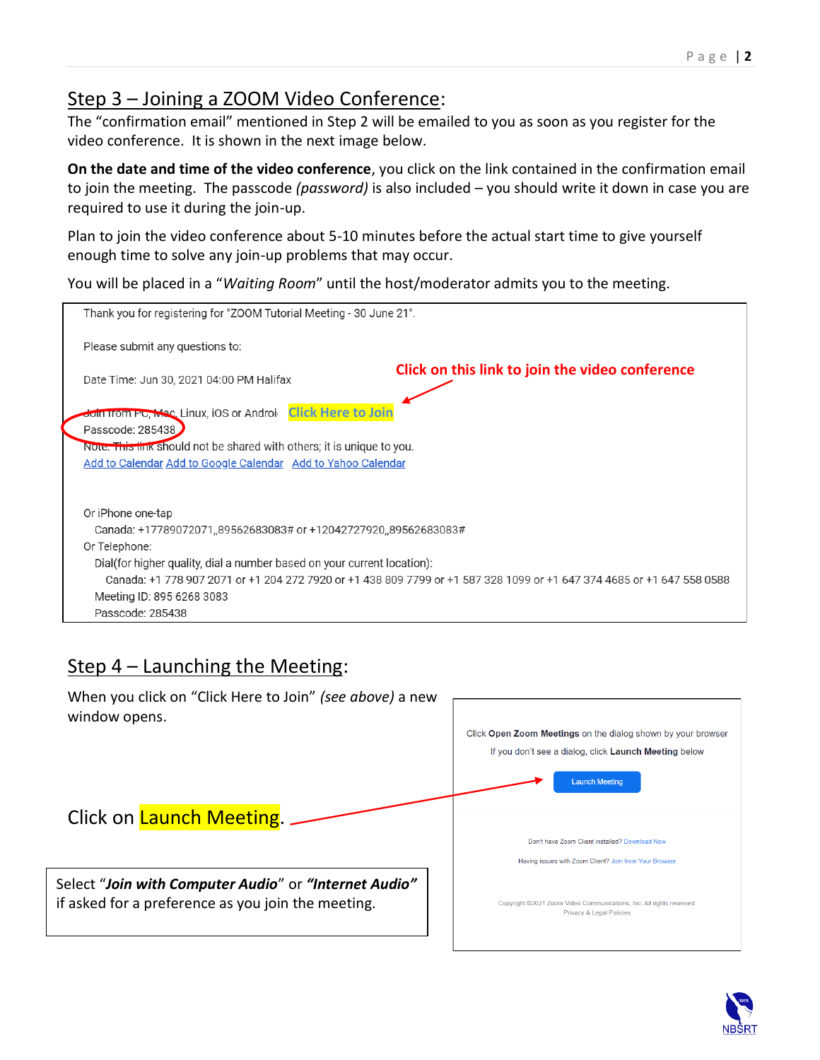## Step 3 – Joining a ZOOM Video Conference:

The "confirmation email" mentioned in Step 2 will be emailed to you as soon as you register for the video conference. It is shown in the next image below.

**On the date and time of the video conference**, you click on the link contained in the confirmation email to join the meeting. The passcode *(password)* is also included – you should write it down in case you are required to use it during the join-up.

Plan to join the video conference about 5-10 minutes before the actual start time to give yourself enough time to solve any join-up problems that may occur.

You will be placed in a "*Waiting Room*" until the host/moderator admits you to the meeting.

> Thank you for registering for "ZOOM Tutorial Meeting - 30 June 21".
>
> Please submit any questions to:
>
> Date Time: Jun 30, 2021 04:00 PM Halifax
>
> Join from PC, Mac, Linux, iOS or Android: **Click Here to Join**
> Passcode: 285438
> Note: This link should not be shared with others; it is unique to you.
> Add to Calendar Add to Google Calendar Add to Yahoo Calendar
>
> Or iPhone one-tap
> Canada: +17789072071,,89562683083# or +12042727920,,89562683083#
> Or Telephone:
> Dial(for higher quality, dial a number based on your current location):
> Canada: +1 778 907 2071 or +1 204 272 7920 or +1 438 809 7799 or +1 587 328 1099 or +1 647 374 4685 or +1 647 558 0588
> Meeting ID: 895 6268 3083
> Passcode: 285438

**Click on this link to join the video conference**

## Step 4 – Launching the Meeting:

When you click on "Click Here to Join" *(see above)* a new window opens.

Click on **Launch Meeting**.

> Click **Open Zoom Meetings** on the dialog shown by your browser
> If you don't see a dialog, click **Launch Meeting** below
>
> Launch Meeting
>
> Don't have Zoom Client installed? Download Now
> Having issues with Zoom Client? Join from Your Browser
>
> Copyright ©2021 Zoom Video Communications, Inc. All rights reserved.
> Privacy & Legal Policies

Select "***Join with Computer Audio***" or ***"Internet Audio"*** if asked for a preference as you join the meeting.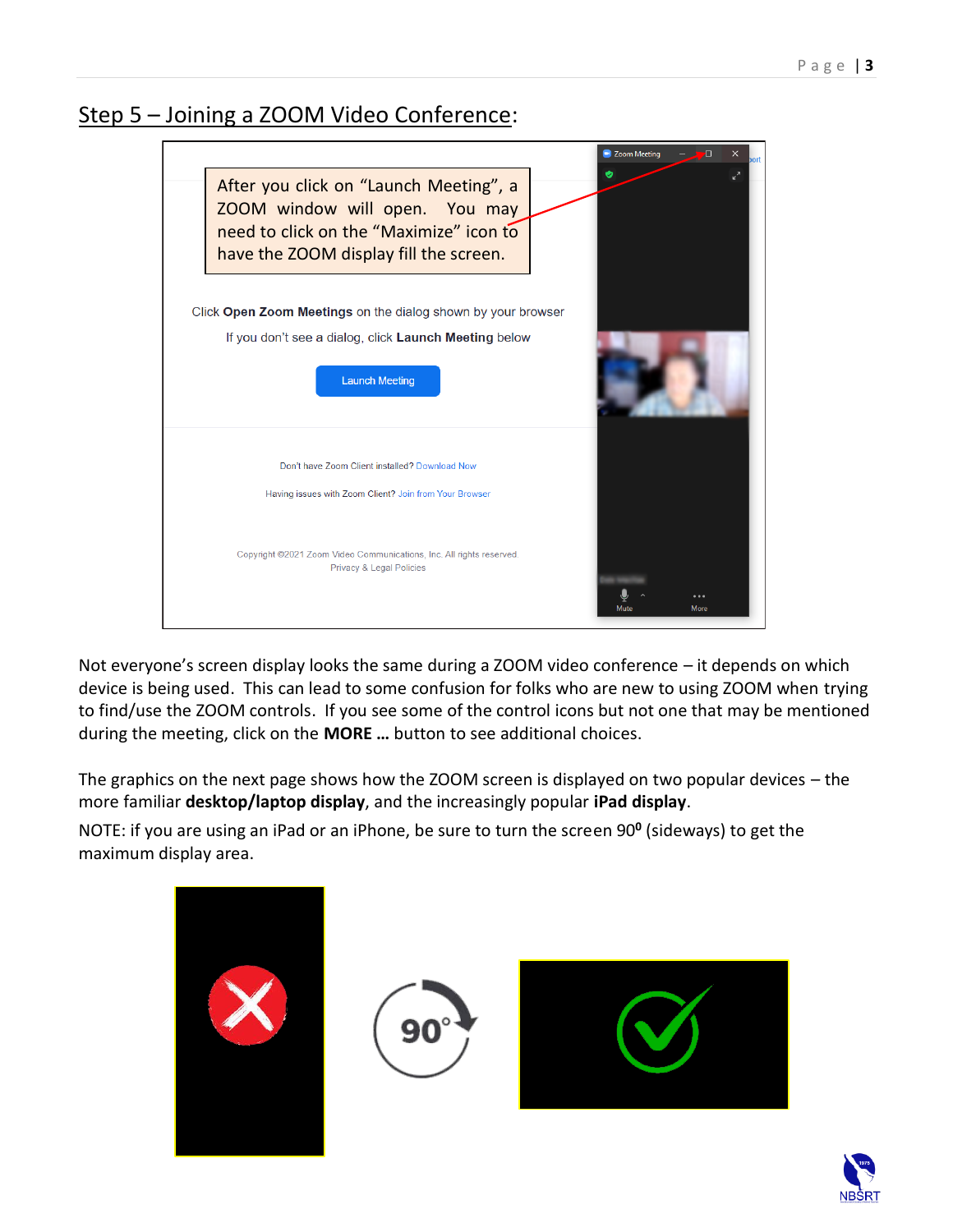## Step 5 – Joining a ZOOM Video Conference:

After you click on "Launch Meeting", a ZOOM window will open. You may need to click on the "Maximize" icon to have the ZOOM display fill the screen.

Click **Open Zoom Meetings** on the dialog shown by your browser

If you don't see a dialog, click **Launch Meeting** below

Launch Meeting

Don't have Zoom Client installed? Download Now

Having issues with Zoom Client? Join from Your Browser

Copyright ©2021 Zoom Video Communications, Inc. All rights reserved.
Privacy & Legal Policies

Not everyone's screen display looks the same during a ZOOM video conference – it depends on which device is being used. This can lead to some confusion for folks who are new to using ZOOM when trying to find/use the ZOOM controls. If you see some of the control icons but not one that may be mentioned during the meeting, click on the **MORE …** button to see additional choices.

The graphics on the next page shows how the ZOOM screen is displayed on two popular devices – the more familiar **desktop/laptop display**, and the increasingly popular **iPad display**.

NOTE: if you are using an iPad or an iPhone, be sure to turn the screen 90⁰ (sideways) to get the maximum display area.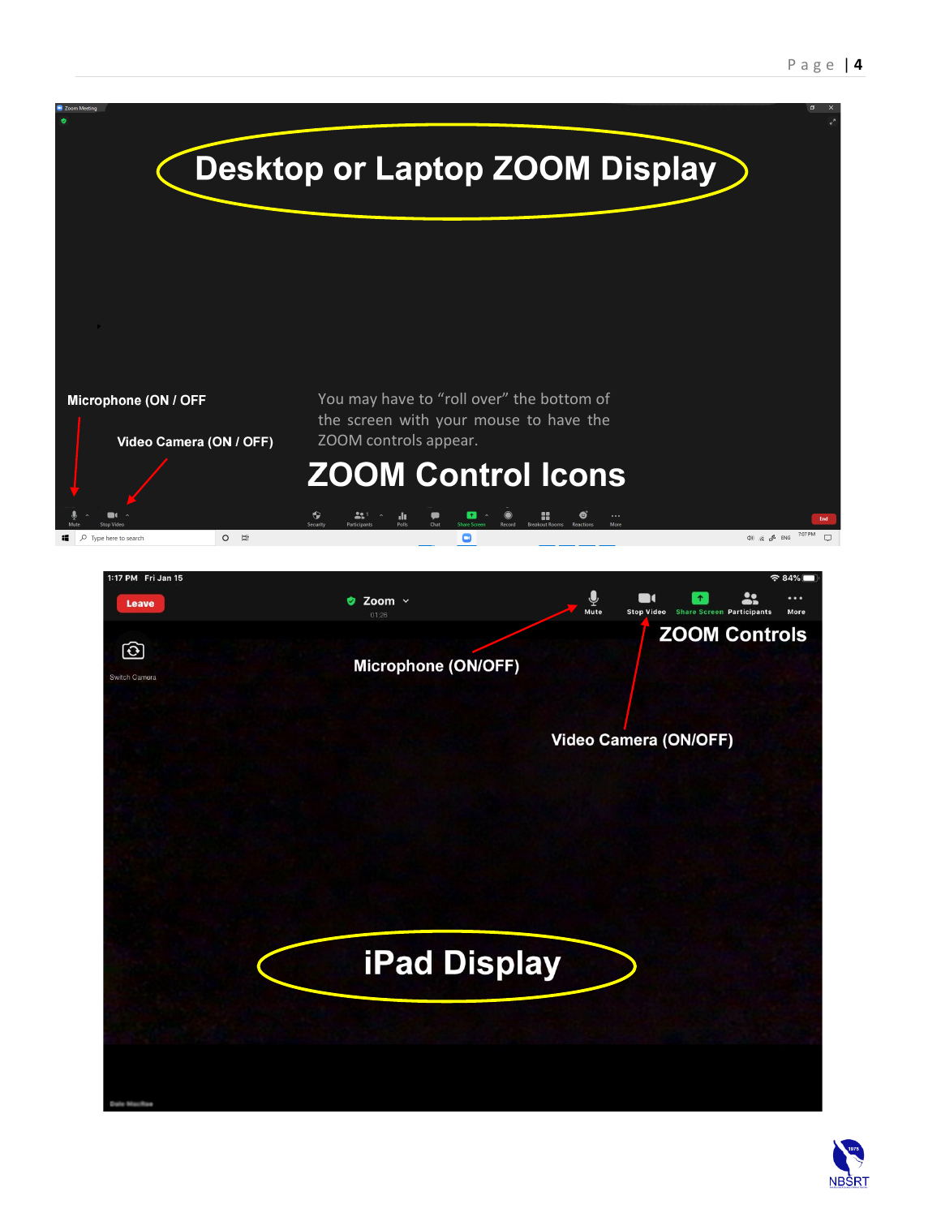# Desktop or Laptop ZOOM Display

**Microphone (ON / OFF**

**Video Camera (ON / OFF)**

You may have to "roll over" the bottom of the screen with your mouse to have the ZOOM controls appear.

## ZOOM Control Icons

**ZOOM Controls**

**Microphone (ON/OFF)**

**Video Camera (ON/OFF)**

# iPad Display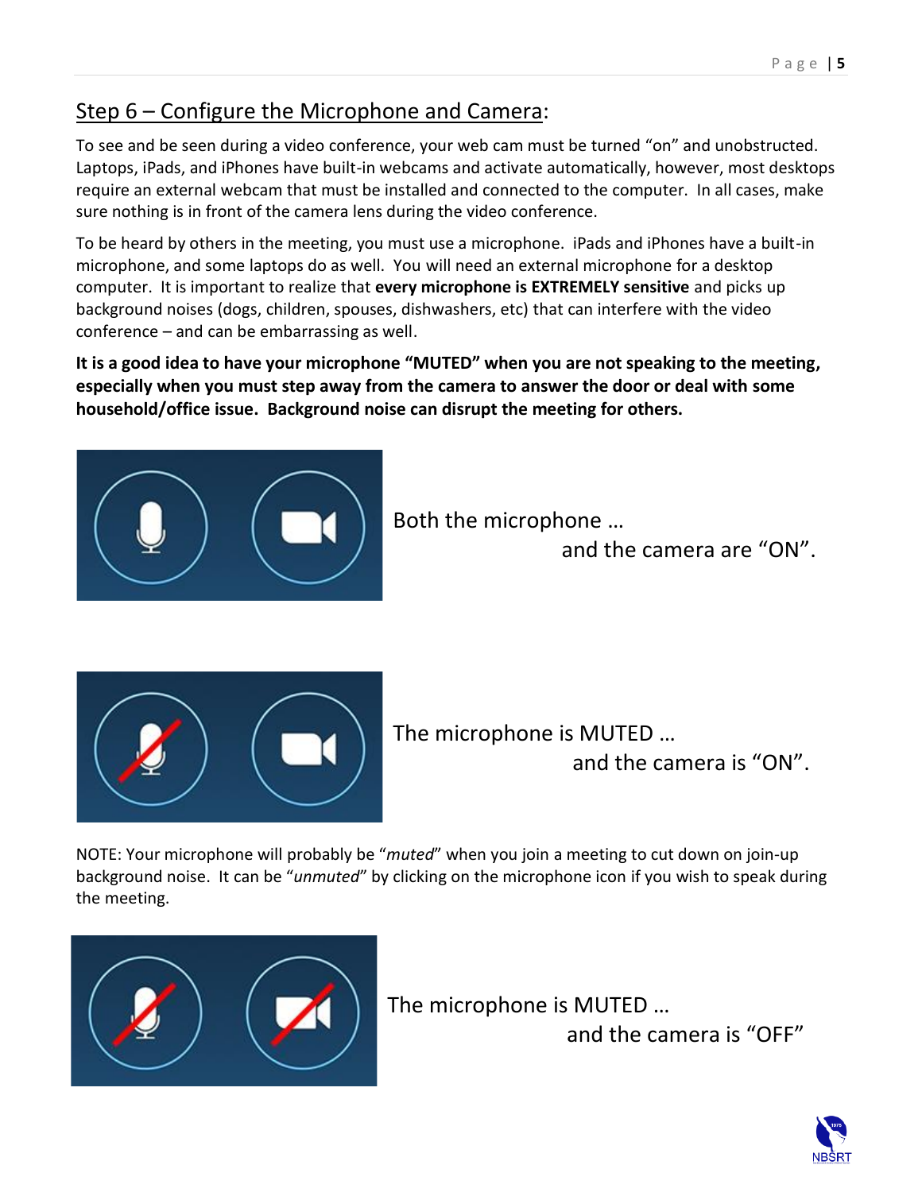## Step 6 – Configure the Microphone and Camera:

To see and be seen during a video conference, your web cam must be turned "on" and unobstructed. Laptops, iPads, and iPhones have built-in webcams and activate automatically, however, most desktops require an external webcam that must be installed and connected to the computer. In all cases, make sure nothing is in front of the camera lens during the video conference.

To be heard by others in the meeting, you must use a microphone. iPads and iPhones have a built-in microphone, and some laptops do as well. You will need an external microphone for a desktop computer. It is important to realize that **every microphone is EXTREMELY sensitive** and picks up background noises (dogs, children, spouses, dishwashers, etc) that can interfere with the video conference – and can be embarrassing as well.

**It is a good idea to have your microphone "MUTED" when you are not speaking to the meeting, especially when you must step away from the camera to answer the door or deal with some household/office issue. Background noise can disrupt the meeting for others.**

Both the microphone … and the camera are "ON".

The microphone is MUTED … and the camera is "ON".

NOTE: Your microphone will probably be "*muted*" when you join a meeting to cut down on join-up background noise. It can be "*unmuted*" by clicking on the microphone icon if you wish to speak during the meeting.

The microphone is MUTED … and the camera is "OFF"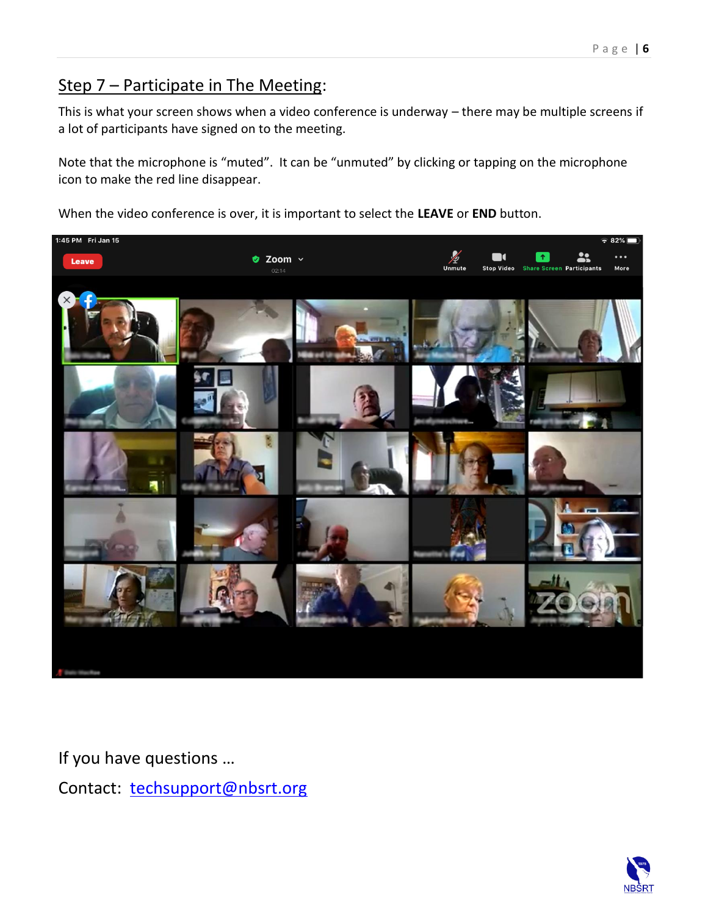## Step 7 – Participate in The Meeting:

This is what your screen shows when a video conference is underway – there may be multiple screens if a lot of participants have signed on to the meeting.

Note that the microphone is "muted". It can be "unmuted" by clicking or tapping on the microphone icon to make the red line disappear.

When the video conference is over, it is important to select the **LEAVE** or **END** button.

If you have questions …

Contact: [techsupport@nbsrt.org](mailto:techsupport@nbsrt.org)